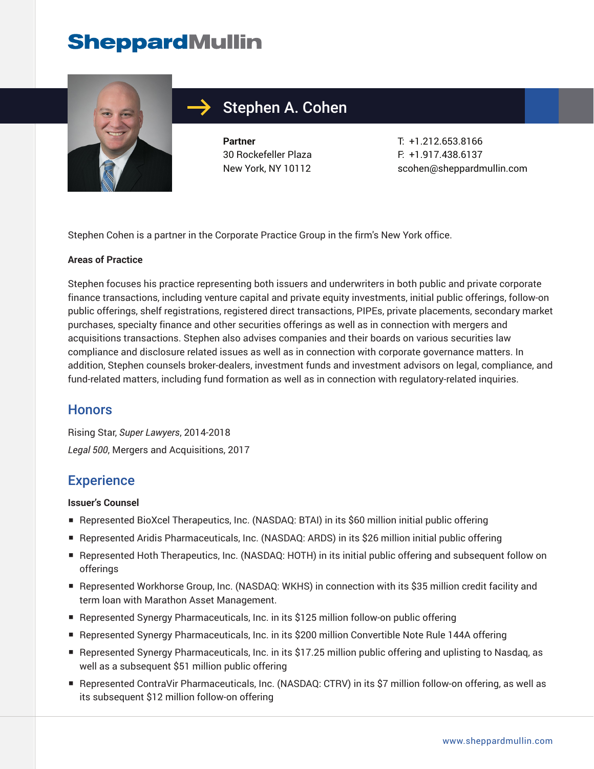# SheppardMullin

## Stephen A. Cohen

**Partner**
30 Rockefeller Plaza
New York, NY 10112

T: +1.212.653.8166
F: +1.917.438.6137
scohen@sheppardmullin.com

Stephen Cohen is a partner in the Corporate Practice Group in the firm's New York office.

**Areas of Practice**

Stephen focuses his practice representing both issuers and underwriters in both public and private corporate finance transactions, including venture capital and private equity investments, initial public offerings, follow-on public offerings, shelf registrations, registered direct transactions, PIPEs, private placements, secondary market purchases, specialty finance and other securities offerings as well as in connection with mergers and acquisitions transactions. Stephen also advises companies and their boards on various securities law compliance and disclosure related issues as well as in connection with corporate governance matters. In addition, Stephen counsels broker-dealers, investment funds and investment advisors on legal, compliance, and fund-related matters, including fund formation as well as in connection with regulatory-related inquiries.

## Honors

Rising Star, *Super Lawyers*, 2014-2018

*Legal 500*, Mergers and Acquisitions, 2017

## Experience

**Issuer's Counsel**

- Represented BioXcel Therapeutics, Inc. (NASDAQ: BTAI) in its $60 million initial public offering
- Represented Aridis Pharmaceuticals, Inc. (NASDAQ: ARDS) in its $26 million initial public offering
- Represented Hoth Therapeutics, Inc. (NASDAQ: HOTH) in its initial public offering and subsequent follow on offerings
- Represented Workhorse Group, Inc. (NASDAQ: WKHS) in connection with its $35 million credit facility and term loan with Marathon Asset Management.
- Represented Synergy Pharmaceuticals, Inc. in its $125 million follow-on public offering
- Represented Synergy Pharmaceuticals, Inc. in its $200 million Convertible Note Rule 144A offering
- Represented Synergy Pharmaceuticals, Inc. in its $17.25 million public offering and uplisting to Nasdaq, as well as a subsequent $51 million public offering
- Represented ContraVir Pharmaceuticals, Inc. (NASDAQ: CTRV) in its $7 million follow-on offering, as well as its subsequent $12 million follow-on offering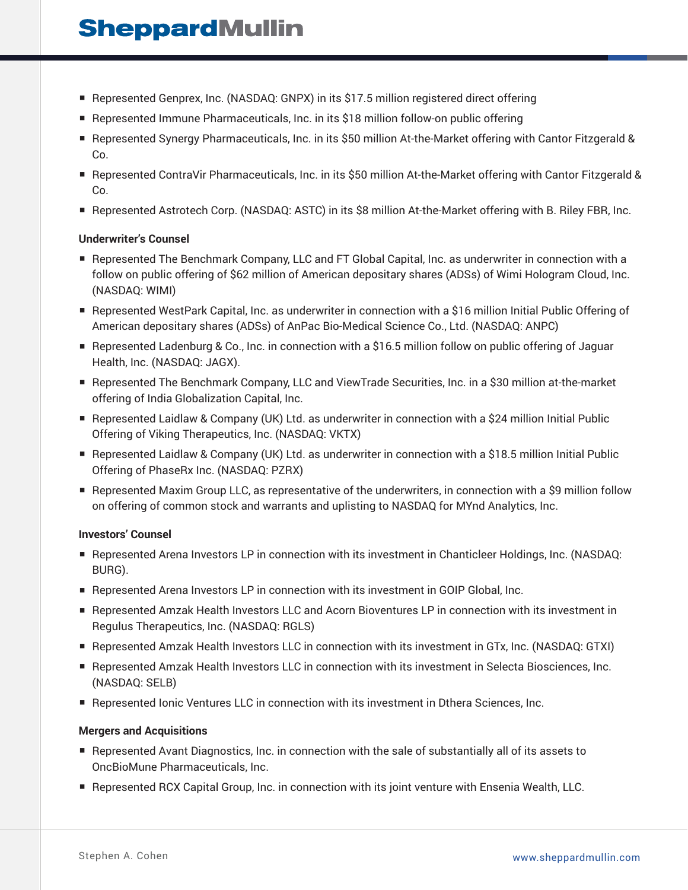- Represented Genprex, Inc. (NASDAQ: GNPX) in its $17.5 million registered direct offering
- Represented Immune Pharmaceuticals, Inc. in its $18 million follow-on public offering
- Represented Synergy Pharmaceuticals, Inc. in its $50 million At-the-Market offering with Cantor Fitzgerald & Co.
- Represented ContraVir Pharmaceuticals, Inc. in its $50 million At-the-Market offering with Cantor Fitzgerald & Co.
- Represented Astrotech Corp. (NASDAQ: ASTC) in its $8 million At-the-Market offering with B. Riley FBR, Inc.

**Underwriter's Counsel**

- Represented The Benchmark Company, LLC and FT Global Capital, Inc. as underwriter in connection with a follow on public offering of $62 million of American depositary shares (ADSs) of Wimi Hologram Cloud, Inc. (NASDAQ: WIMI)
- Represented WestPark Capital, Inc. as underwriter in connection with a $16 million Initial Public Offering of American depositary shares (ADSs) of AnPac Bio-Medical Science Co., Ltd. (NASDAQ: ANPC)
- Represented Ladenburg & Co., Inc. in connection with a $16.5 million follow on public offering of Jaguar Health, Inc. (NASDAQ: JAGX).
- Represented The Benchmark Company, LLC and ViewTrade Securities, Inc. in a $30 million at-the-market offering of India Globalization Capital, Inc.
- Represented Laidlaw & Company (UK) Ltd. as underwriter in connection with a $24 million Initial Public Offering of Viking Therapeutics, Inc. (NASDAQ: VKTX)
- Represented Laidlaw & Company (UK) Ltd. as underwriter in connection with a $18.5 million Initial Public Offering of PhaseRx Inc. (NASDAQ: PZRX)
- Represented Maxim Group LLC, as representative of the underwriters, in connection with a $9 million follow on offering of common stock and warrants and uplisting to NASDAQ for MYnd Analytics, Inc.

**Investors' Counsel**

- Represented Arena Investors LP in connection with its investment in Chanticleer Holdings, Inc. (NASDAQ: BURG).
- Represented Arena Investors LP in connection with its investment in GOIP Global, Inc.
- Represented Amzak Health Investors LLC and Acorn Bioventures LP in connection with its investment in Regulus Therapeutics, Inc. (NASDAQ: RGLS)
- Represented Amzak Health Investors LLC in connection with its investment in GTx, Inc. (NASDAQ: GTXI)
- Represented Amzak Health Investors LLC in connection with its investment in Selecta Biosciences, Inc. (NASDAQ: SELB)
- Represented Ionic Ventures LLC in connection with its investment in Dthera Sciences, Inc.

**Mergers and Acquisitions**

- Represented Avant Diagnostics, Inc. in connection with the sale of substantially all of its assets to OncBioMune Pharmaceuticals, Inc.
- Represented RCX Capital Group, Inc. in connection with its joint venture with Ensenia Wealth, LLC.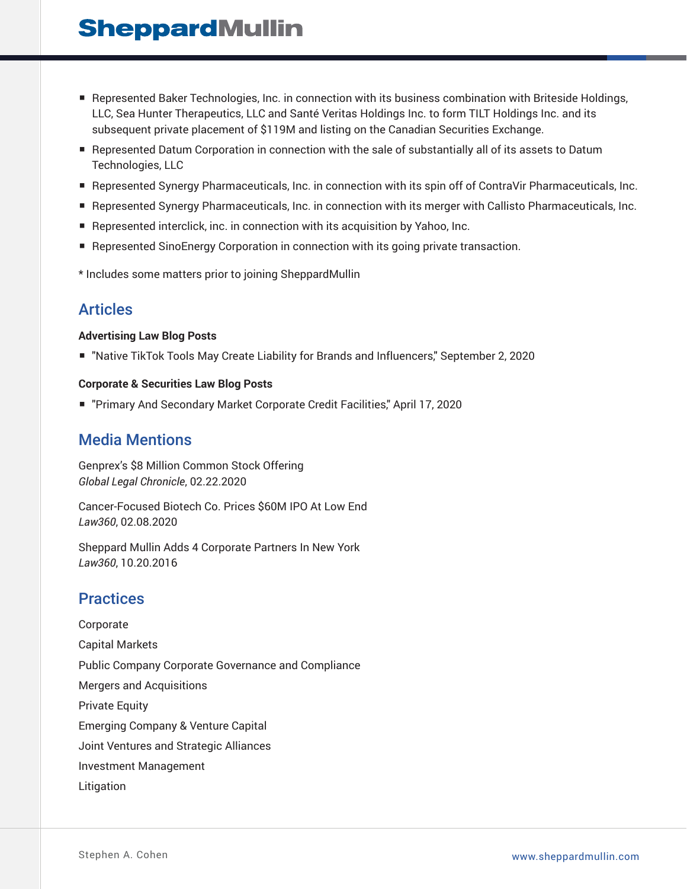- Represented Baker Technologies, Inc. in connection with its business combination with Briteside Holdings, LLC, Sea Hunter Therapeutics, LLC and Santé Veritas Holdings Inc. to form TILT Holdings Inc. and its subsequent private placement of $119M and listing on the Canadian Securities Exchange.
- Represented Datum Corporation in connection with the sale of substantially all of its assets to Datum Technologies, LLC
- Represented Synergy Pharmaceuticals, Inc. in connection with its spin off of ContraVir Pharmaceuticals, Inc.
- Represented Synergy Pharmaceuticals, Inc. in connection with its merger with Callisto Pharmaceuticals, Inc.
- Represented interclick, inc. in connection with its acquisition by Yahoo, Inc.
- Represented SinoEnergy Corporation in connection with its going private transaction.

* Includes some matters prior to joining SheppardMullin

## Articles

**Advertising Law Blog Posts**

- "Native TikTok Tools May Create Liability for Brands and Influencers," September 2, 2020

**Corporate & Securities Law Blog Posts**

- "Primary And Secondary Market Corporate Credit Facilities," April 17, 2020

## Media Mentions

Genprex's $8 Million Common Stock Offering
*Global Legal Chronicle*, 02.22.2020

Cancer-Focused Biotech Co. Prices $60M IPO At Low End
*Law360*, 02.08.2020

Sheppard Mullin Adds 4 Corporate Partners In New York
*Law360*, 10.20.2016

## Practices

Corporate

Capital Markets

Public Company Corporate Governance and Compliance

Mergers and Acquisitions

Private Equity

Emerging Company & Venture Capital

Joint Ventures and Strategic Alliances

Investment Management

Litigation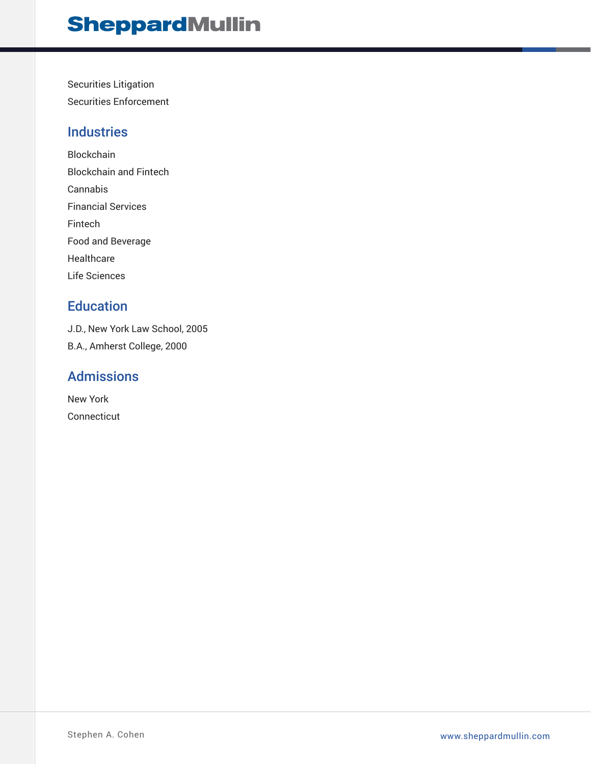Securities Litigation

Securities Enforcement

## Industries

Blockchain

Blockchain and Fintech

Cannabis

Financial Services

Fintech

Food and Beverage

Healthcare

Life Sciences

## Education

J.D., New York Law School, 2005

B.A., Amherst College, 2000

## Admissions

New York

Connecticut